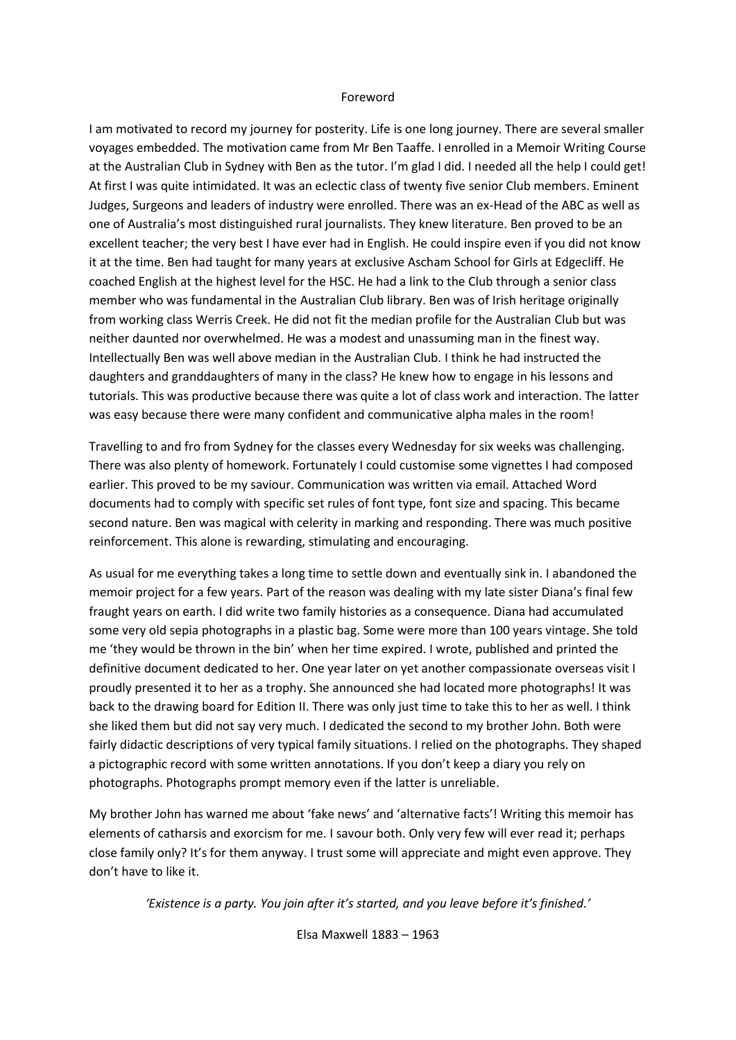# Foreword

I am motivated to record my journey for posterity. Life is one long journey. There are several smaller voyages embedded. The motivation came from Mr Ben Taaffe. I enrolled in a Memoir Writing Course at the Australian Club in Sydney with Ben as the tutor. I'm glad I did. I needed all the help I could get! At first I was quite intimidated. It was an eclectic class of twenty five senior Club members. Eminent Judges, Surgeons and leaders of industry were enrolled. There was an ex-Head of the ABC as well as one of Australia's most distinguished rural journalists. They knew literature. Ben proved to be an excellent teacher; the very best I have ever had in English. He could inspire even if you did not know it at the time. Ben had taught for many years at exclusive Ascham School for Girls at Edgecliff. He coached English at the highest level for the HSC. He had a link to the Club through a senior class member who was fundamental in the Australian Club library. Ben was of Irish heritage originally from working class Werris Creek. He did not fit the median profile for the Australian Club but was neither daunted nor overwhelmed. He was a modest and unassuming man in the finest way. Intellectually Ben was well above median in the Australian Club. I think he had instructed the daughters and granddaughters of many in the class? He knew how to engage in his lessons and tutorials. This was productive because there was quite a lot of class work and interaction. The latter was easy because there were many confident and communicative alpha males in the room!

Travelling to and fro from Sydney for the classes every Wednesday for six weeks was challenging. There was also plenty of homework. Fortunately I could customise some vignettes I had composed earlier. This proved to be my saviour. Communication was written via email. Attached Word documents had to comply with specific set rules of font type, font size and spacing. This became second nature. Ben was magical with celerity in marking and responding. There was much positive reinforcement. This alone is rewarding, stimulating and encouraging.

As usual for me everything takes a long time to settle down and eventually sink in. I abandoned the memoir project for a few years. Part of the reason was dealing with my late sister Diana's final few fraught years on earth. I did write two family histories as a consequence. Diana had accumulated some very old sepia photographs in a plastic bag. Some were more than 100 years vintage. She told me 'they would be thrown in the bin' when her time expired. I wrote, published and printed the definitive document dedicated to her. One year later on yet another compassionate overseas visit I proudly presented it to her as a trophy. She announced she had located more photographs! It was back to the drawing board for Edition II. There was only just time to take this to her as well. I think she liked them but did not say very much. I dedicated the second to my brother John. Both were fairly didactic descriptions of very typical family situations. I relied on the photographs. They shaped a pictographic record with some written annotations. If you don't keep a diary you rely on photographs. Photographs prompt memory even if the latter is unreliable.

My brother John has warned me about 'fake news' and 'alternative facts'! Writing this memoir has elements of catharsis and exorcism for me. I savour both. Only very few will ever read it; perhaps close family only? It's for them anyway. I trust some will appreciate and might even approve. They don't have to like it.

*'Existence is a party. You join after it's started, and you leave before it's finished.'*

Elsa Maxwell 1883 – 1963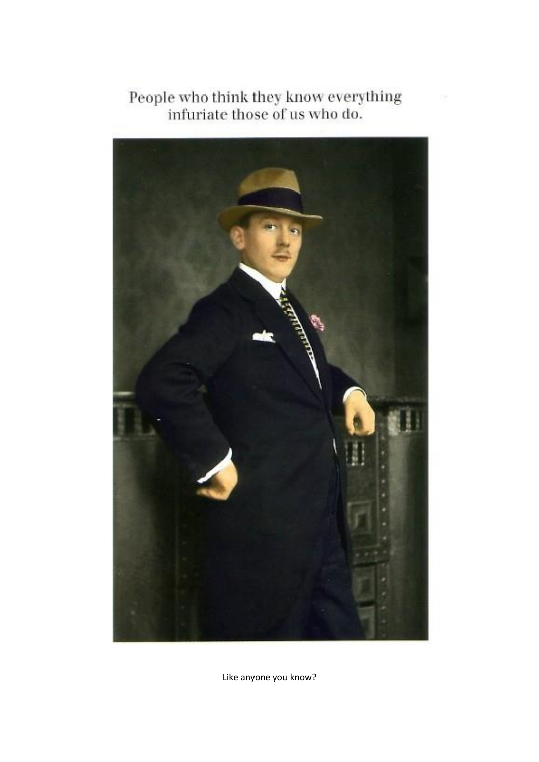People who think they know everything
infuriate those of us who do.

Like anyone you know?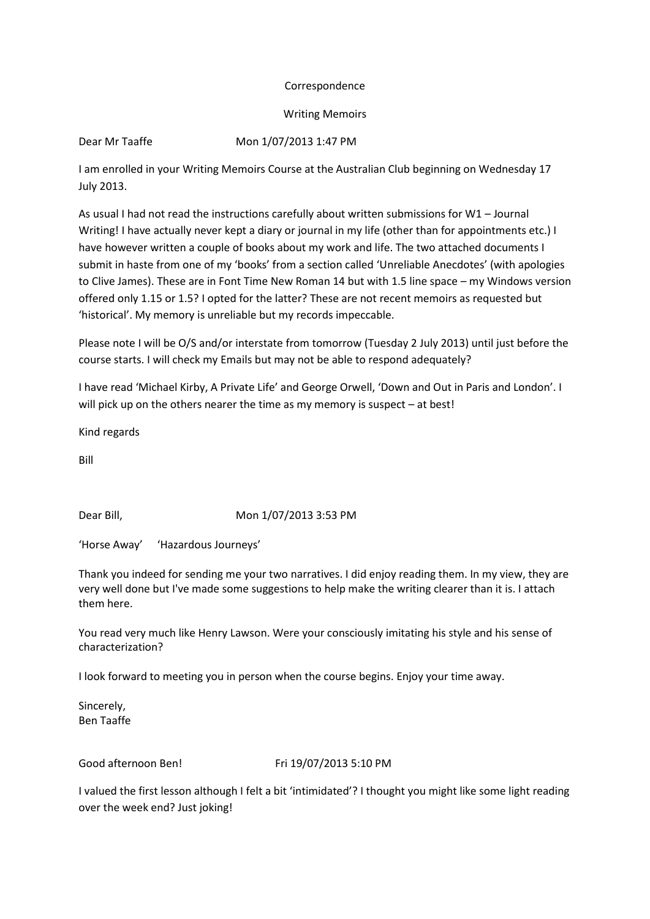Correspondence

Writing Memoirs

Dear Mr Taaffe                    Mon 1/07/2013 1:47 PM

I am enrolled in your Writing Memoirs Course at the Australian Club beginning on Wednesday 17 July 2013.

As usual I had not read the instructions carefully about written submissions for W1 – Journal Writing! I have actually never kept a diary or journal in my life (other than for appointments etc.) I have however written a couple of books about my work and life. The two attached documents I submit in haste from one of my 'books' from a section called 'Unreliable Anecdotes' (with apologies to Clive James). These are in Font Time New Roman 14 but with 1.5 line space – my Windows version offered only 1.15 or 1.5? I opted for the latter? These are not recent memoirs as requested but 'historical'. My memory is unreliable but my records impeccable.

Please note I will be O/S and/or interstate from tomorrow (Tuesday 2 July 2013) until just before the course starts. I will check my Emails but may not be able to respond adequately?

I have read 'Michael Kirby, A Private Life' and George Orwell, 'Down and Out in Paris and London'. I will pick up on the others nearer the time as my memory is suspect – at best!

Kind regards

Bill

Dear Bill,                    Mon 1/07/2013 3:53 PM

'Horse Away'    'Hazardous Journeys'

Thank you indeed for sending me your two narratives. I did enjoy reading them. In my view, they are very well done but I've made some suggestions to help make the writing clearer than it is. I attach them here.

You read very much like Henry Lawson. Were your consciously imitating his style and his sense of characterization?

I look forward to meeting you in person when the course begins. Enjoy your time away.

Sincerely,
Ben Taaffe

Good afternoon Ben!                    Fri 19/07/2013 5:10 PM

I valued the first lesson although I felt a bit 'intimidated'? I thought you might like some light reading over the week end? Just joking!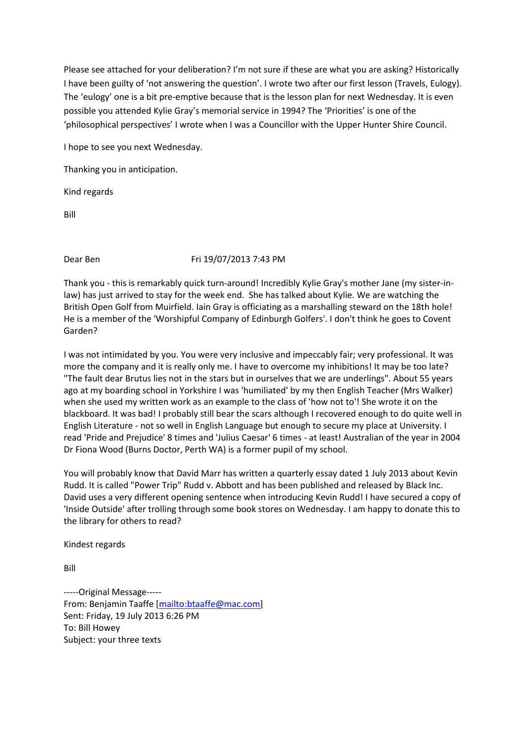Please see attached for your deliberation? I'm not sure if these are what you are asking? Historically I have been guilty of 'not answering the question'. I wrote two after our first lesson (Travels, Eulogy). The 'eulogy' one is a bit pre-emptive because that is the lesson plan for next Wednesday. It is even possible you attended Kylie Gray's memorial service in 1994? The 'Priorities' is one of the 'philosophical perspectives' I wrote when I was a Councillor with the Upper Hunter Shire Council.

I hope to see you next Wednesday.

Thanking you in anticipation.

Kind regards

Bill

Dear Ben Fri 19/07/2013 7:43 PM

Thank you - this is remarkably quick turn-around! Incredibly Kylie Gray's mother Jane (my sister-in-law) has just arrived to stay for the week end. She has talked about Kylie. We are watching the British Open Golf from Muirfield. Iain Gray is officiating as a marshalling steward on the 18th hole! He is a member of the 'Worshipful Company of Edinburgh Golfers'. I don't think he goes to Covent Garden?

I was not intimidated by you. You were very inclusive and impeccably fair; very professional. It was more the company and it is really only me. I have to overcome my inhibitions! It may be too late? "The fault dear Brutus lies not in the stars but in ourselves that we are underlings". About 55 years ago at my boarding school in Yorkshire I was 'humiliated' by my then English Teacher (Mrs Walker) when she used my written work as an example to the class of 'how not to'! She wrote it on the blackboard. It was bad! I probably still bear the scars although I recovered enough to do quite well in English Literature - not so well in English Language but enough to secure my place at University. I read 'Pride and Prejudice' 8 times and 'Julius Caesar' 6 times - at least! Australian of the year in 2004 Dr Fiona Wood (Burns Doctor, Perth WA) is a former pupil of my school.

You will probably know that David Marr has written a quarterly essay dated 1 July 2013 about Kevin Rudd. It is called "Power Trip" Rudd v. Abbott and has been published and released by Black Inc. David uses a very different opening sentence when introducing Kevin Rudd! I have secured a copy of 'Inside Outside' after trolling through some book stores on Wednesday. I am happy to donate this to the library for others to read?

Kindest regards

Bill

-----Original Message-----
From: Benjamin Taaffe [mailto:btaaffe@mac.com]
Sent: Friday, 19 July 2013 6:26 PM
To: Bill Howey
Subject: your three texts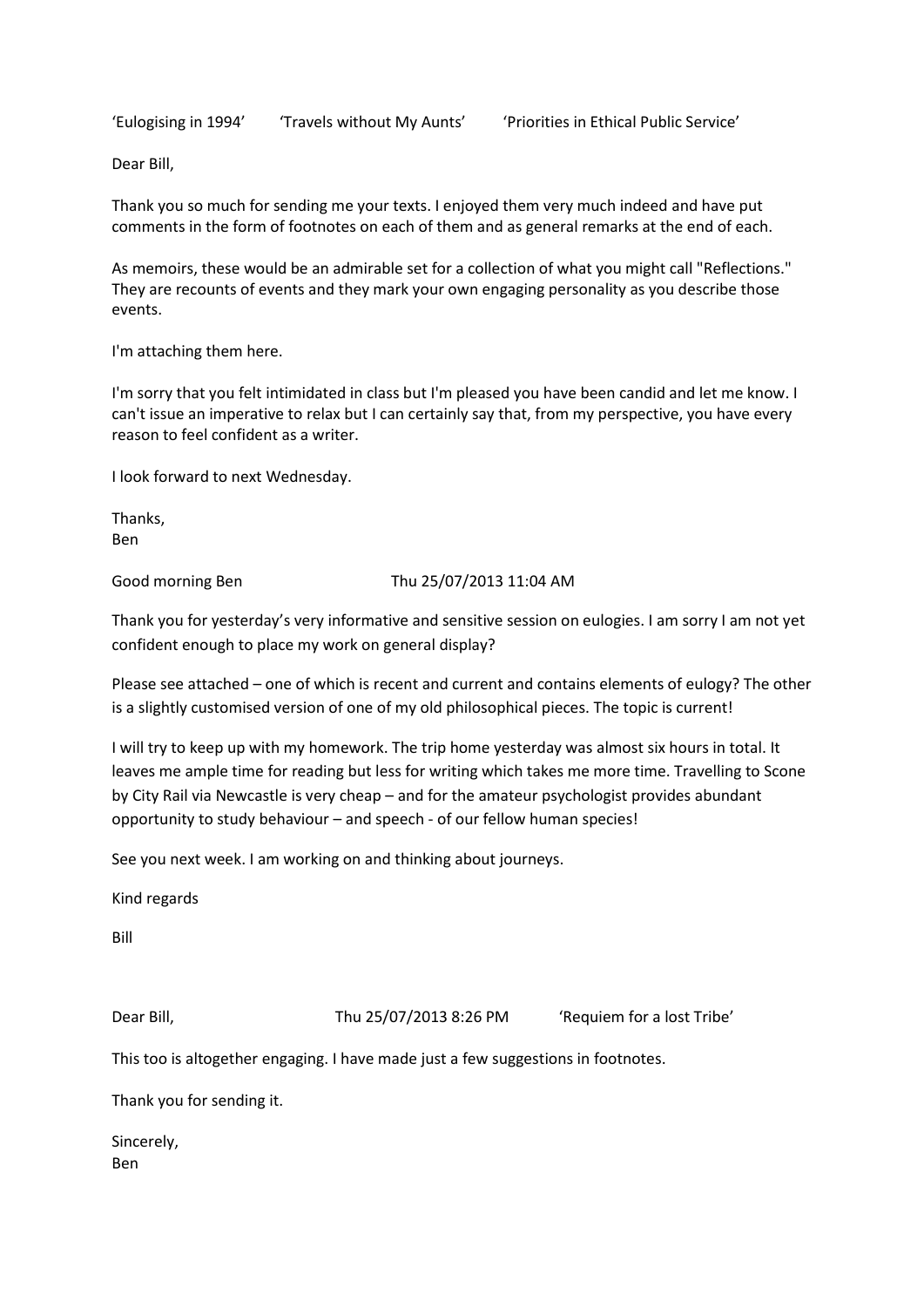‘Eulogising in 1994’ ‘Travels without My Aunts’ ‘Priorities in Ethical Public Service’

Dear Bill,

Thank you so much for sending me your texts. I enjoyed them very much indeed and have put comments in the form of footnotes on each of them and as general remarks at the end of each.

As memoirs, these would be an admirable set for a collection of what you might call "Reflections." They are recounts of events and they mark your own engaging personality as you describe those events.

I'm attaching them here.

I'm sorry that you felt intimidated in class but I'm pleased you have been candid and let me know. I can't issue an imperative to relax but I can certainly say that, from my perspective, you have every reason to feel confident as a writer.

I look forward to next Wednesday.

Thanks,
Ben

Good morning Ben Thu 25/07/2013 11:04 AM

Thank you for yesterday’s very informative and sensitive session on eulogies. I am sorry I am not yet confident enough to place my work on general display?

Please see attached – one of which is recent and current and contains elements of eulogy? The other is a slightly customised version of one of my old philosophical pieces. The topic is current!

I will try to keep up with my homework. The trip home yesterday was almost six hours in total. It leaves me ample time for reading but less for writing which takes me more time. Travelling to Scone by City Rail via Newcastle is very cheap – and for the amateur psychologist provides abundant opportunity to study behaviour – and speech - of our fellow human species!

See you next week. I am working on and thinking about journeys.

Kind regards

Bill

Dear Bill, Thu 25/07/2013 8:26 PM ‘Requiem for a lost Tribe’

This too is altogether engaging. I have made just a few suggestions in footnotes.

Thank you for sending it.

Sincerely,
Ben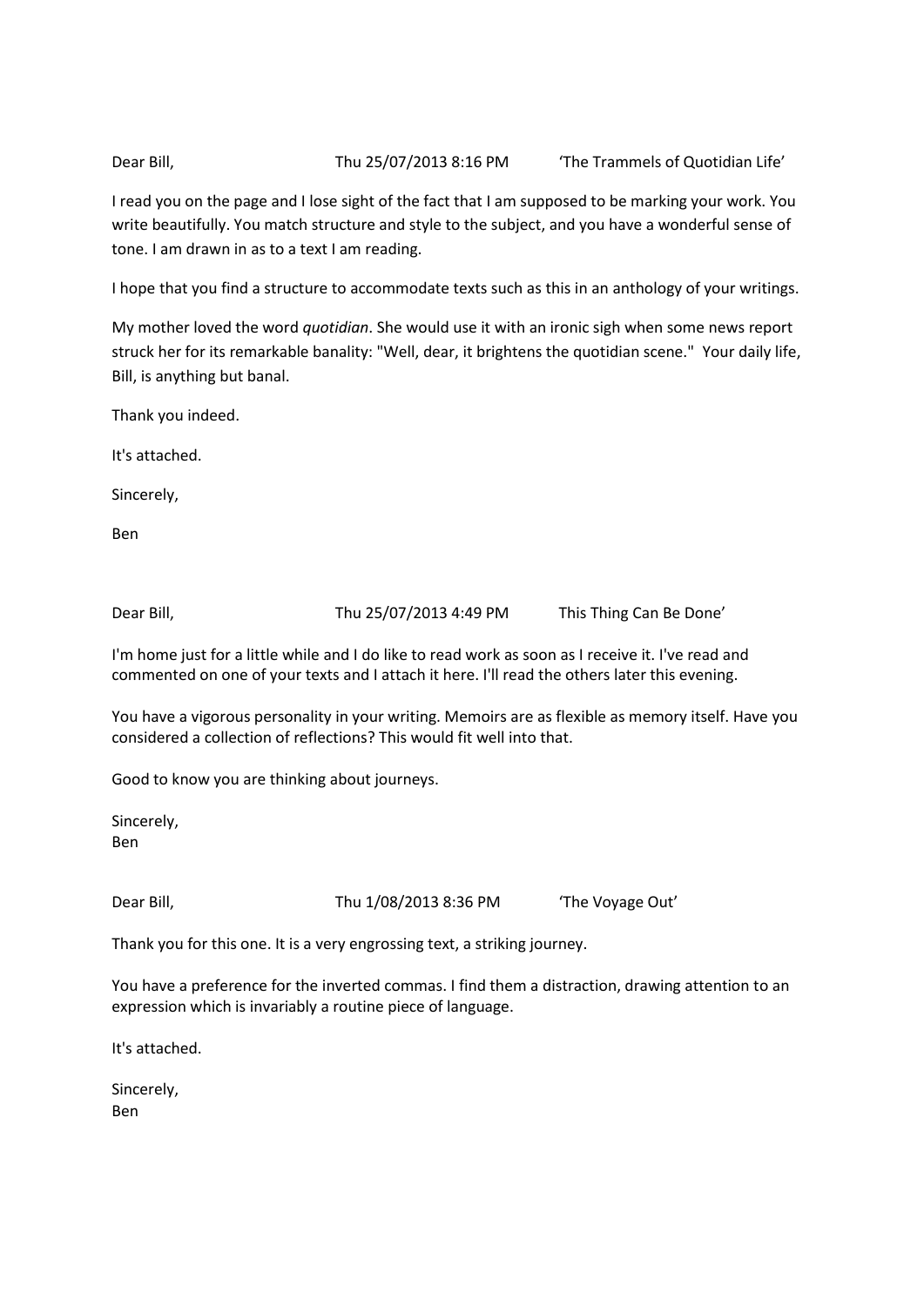Dear Bill, Thu 25/07/2013 8:16 PM 'The Trammels of Quotidian Life'

I read you on the page and I lose sight of the fact that I am supposed to be marking your work. You write beautifully. You match structure and style to the subject, and you have a wonderful sense of tone. I am drawn in as to a text I am reading.

I hope that you find a structure to accommodate texts such as this in an anthology of your writings.

My mother loved the word *quotidian*. She would use it with an ironic sigh when some news report struck her for its remarkable banality: "Well, dear, it brightens the quotidian scene." Your daily life, Bill, is anything but banal.

Thank you indeed.

It's attached.

Sincerely,

Ben

Dear Bill, Thu 25/07/2013 4:49 PM This Thing Can Be Done'

I'm home just for a little while and I do like to read work as soon as I receive it. I've read and commented on one of your texts and I attach it here. I'll read the others later this evening.

You have a vigorous personality in your writing. Memoirs are as flexible as memory itself. Have you considered a collection of reflections? This would fit well into that.

Good to know you are thinking about journeys.

Sincerely,
Ben

Dear Bill, Thu 1/08/2013 8:36 PM 'The Voyage Out'

Thank you for this one. It is a very engrossing text, a striking journey.

You have a preference for the inverted commas. I find them a distraction, drawing attention to an expression which is invariably a routine piece of language.

It's attached.

Sincerely,
Ben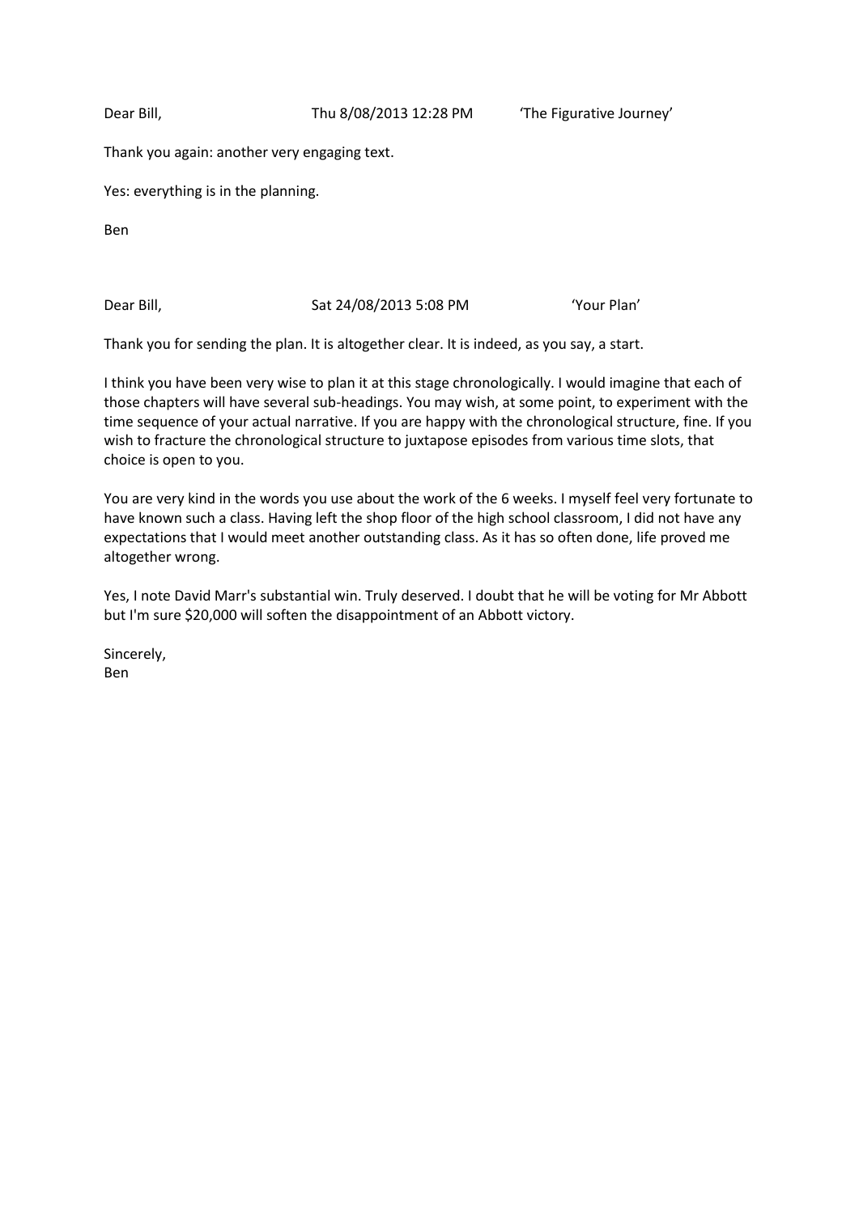Dear Bill, Thu 8/08/2013 12:28 PM 'The Figurative Journey'

Thank you again: another very engaging text.

Yes: everything is in the planning.

Ben

Dear Bill, Sat 24/08/2013 5:08 PM 'Your Plan'

Thank you for sending the plan. It is altogether clear. It is indeed, as you say, a start.

I think you have been very wise to plan it at this stage chronologically. I would imagine that each of those chapters will have several sub-headings. You may wish, at some point, to experiment with the time sequence of your actual narrative. If you are happy with the chronological structure, fine. If you wish to fracture the chronological structure to juxtapose episodes from various time slots, that choice is open to you.

You are very kind in the words you use about the work of the 6 weeks. I myself feel very fortunate to have known such a class. Having left the shop floor of the high school classroom, I did not have any expectations that I would meet another outstanding class. As it has so often done, life proved me altogether wrong.

Yes, I note David Marr's substantial win. Truly deserved. I doubt that he will be voting for Mr Abbott but I'm sure $20,000 will soften the disappointment of an Abbott victory.

Sincerely,
Ben